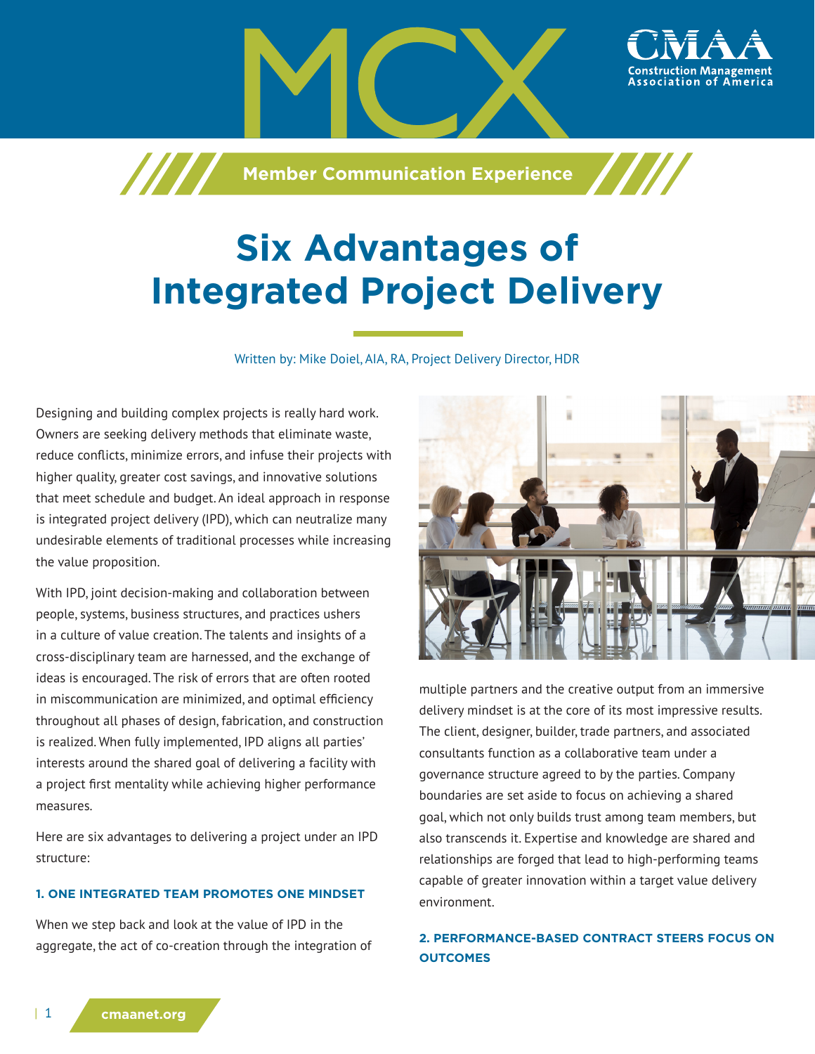MCX

Member Communication Experience

# Six Advantages of Integrated Project Delivery

Written by: Mike Doiel, AIA, RA, Project Delivery Director, HDR

Designing and building complex projects is really hard work. Owners are seeking delivery methods that eliminate waste, reduce conflicts, minimize errors, and infuse their projects with higher quality, greater cost savings, and innovative solutions that meet schedule and budget. An ideal approach in response is integrated project delivery (IPD), which can neutralize many undesirable elements of traditional processes while increasing the value proposition.

With IPD, joint decision-making and collaboration between people, systems, business structures, and practices ushers in a culture of value creation. The talents and insights of a cross-disciplinary team are harnessed, and the exchange of ideas is encouraged. The risk of errors that are often rooted in miscommunication are minimized, and optimal efficiency throughout all phases of design, fabrication, and construction is realized. When fully implemented, IPD aligns all parties' interests around the shared goal of delivering a facility with a project first mentality while achieving higher performance measures.

Here are six advantages to delivering a project under an IPD structure:

### 1. ONE INTEGRATED TEAM PROMOTES ONE MINDSET

When we step back and look at the value of IPD in the aggregate, the act of co-creation through the integration of multiple partners and the creative output from an immersive delivery mindset is at the core of its most impressive results. The client, designer, builder, trade partners, and associated consultants function as a collaborative team under a governance structure agreed to by the parties. Company boundaries are set aside to focus on achieving a shared goal, which not only builds trust among team members, but also transcends it. Expertise and knowledge are shared and relationships are forged that lead to high-performing teams capable of greater innovation within a target value delivery environment.

### 2. PERFORMANCE-BASED CONTRACT STEERS FOCUS ON OUTCOMES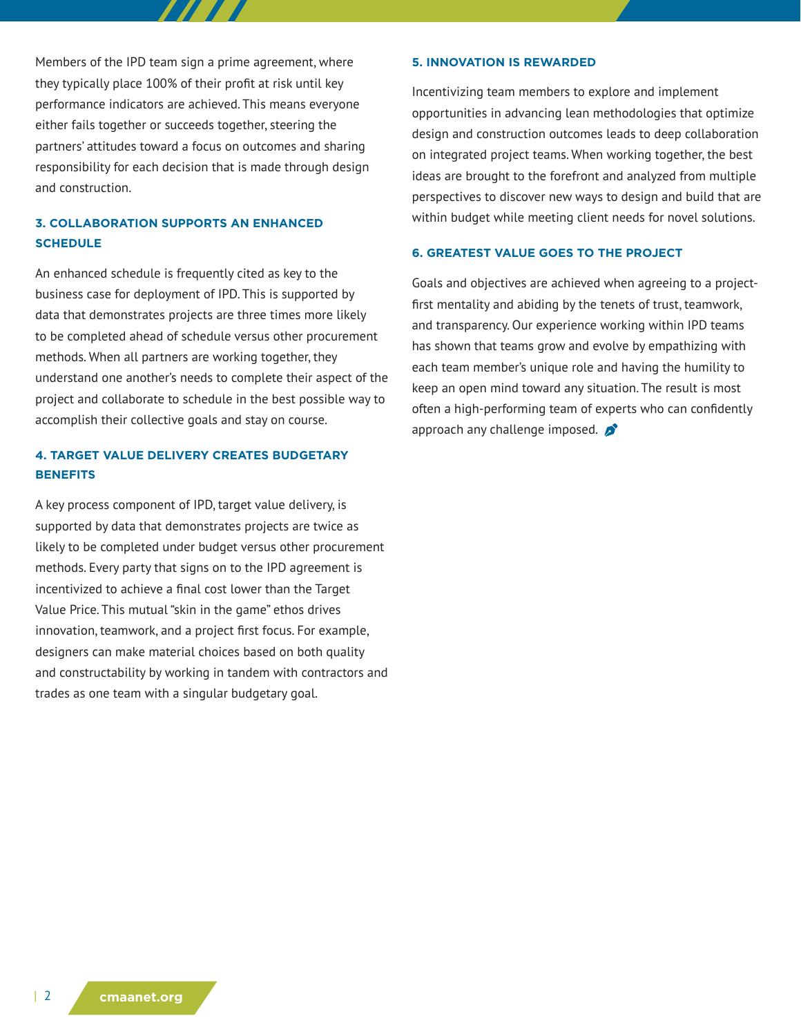Members of the IPD team sign a prime agreement, where they typically place 100% of their profit at risk until key performance indicators are achieved. This means everyone either fails together or succeeds together, steering the partners' attitudes toward a focus on outcomes and sharing responsibility for each decision that is made through design and construction.

### 3. COLLABORATION SUPPORTS AN ENHANCED SCHEDULE

An enhanced schedule is frequently cited as key to the business case for deployment of IPD. This is supported by data that demonstrates projects are three times more likely to be completed ahead of schedule versus other procurement methods. When all partners are working together, they understand one another's needs to complete their aspect of the project and collaborate to schedule in the best possible way to accomplish their collective goals and stay on course.

### 4. TARGET VALUE DELIVERY CREATES BUDGETARY BENEFITS

A key process component of IPD, target value delivery, is supported by data that demonstrates projects are twice as likely to be completed under budget versus other procurement methods. Every party that signs on to the IPD agreement is incentivized to achieve a final cost lower than the Target Value Price. This mutual "skin in the game" ethos drives innovation, teamwork, and a project first focus. For example, designers can make material choices based on both quality and constructability by working in tandem with contractors and trades as one team with a singular budgetary goal.

### 5. INNOVATION IS REWARDED

Incentivizing team members to explore and implement opportunities in advancing lean methodologies that optimize design and construction outcomes leads to deep collaboration on integrated project teams. When working together, the best ideas are brought to the forefront and analyzed from multiple perspectives to discover new ways to design and build that are within budget while meeting client needs for novel solutions.

### 6. GREATEST VALUE GOES TO THE PROJECT

Goals and objectives are achieved when agreeing to a project-first mentality and abiding by the tenets of trust, teamwork, and transparency. Our experience working within IPD teams has shown that teams grow and evolve by empathizing with each team member's unique role and having the humility to keep an open mind toward any situation. The result is most often a high-performing team of experts who can confidently approach any challenge imposed.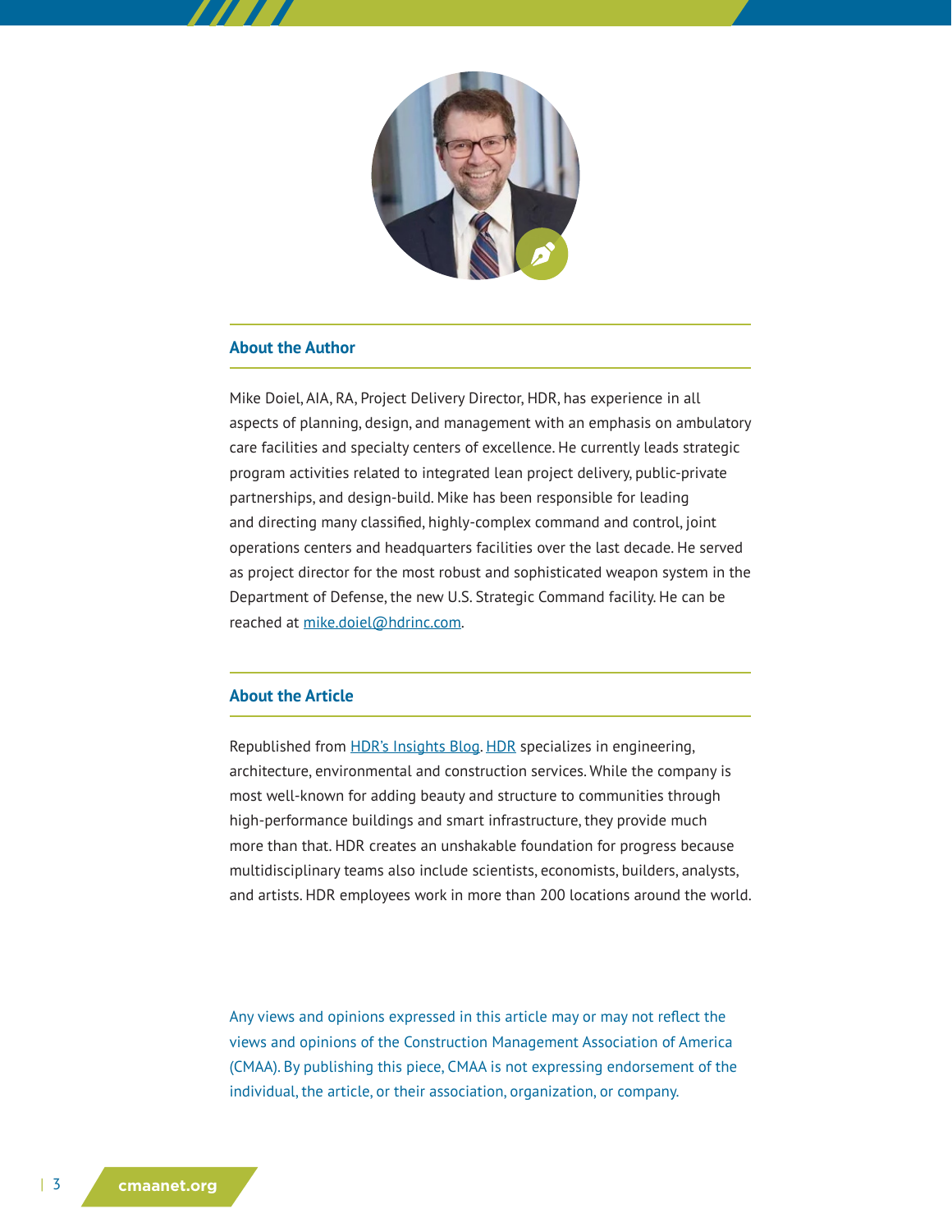## About the Author

Mike Doiel, AIA, RA, Project Delivery Director, HDR, has experience in all aspects of planning, design, and management with an emphasis on ambulatory care facilities and specialty centers of excellence. He currently leads strategic program activities related to integrated lean project delivery, public-private partnerships, and design-build. Mike has been responsible for leading and directing many classified, highly-complex command and control, joint operations centers and headquarters facilities over the last decade. He served as project director for the most robust and sophisticated weapon system in the Department of Defense, the new U.S. Strategic Command facility. He can be reached at mike.doiel@hdrinc.com.

## About the Article

Republished from HDR's Insights Blog. HDR specializes in engineering, architecture, environmental and construction services. While the company is most well-known for adding beauty and structure to communities through high-performance buildings and smart infrastructure, they provide much more than that. HDR creates an unshakable foundation for progress because multidisciplinary teams also include scientists, economists, builders, analysts, and artists. HDR employees work in more than 200 locations around the world.

Any views and opinions expressed in this article may or may not reflect the views and opinions of the Construction Management Association of America (CMAA). By publishing this piece, CMAA is not expressing endorsement of the individual, the article, or their association, organization, or company.